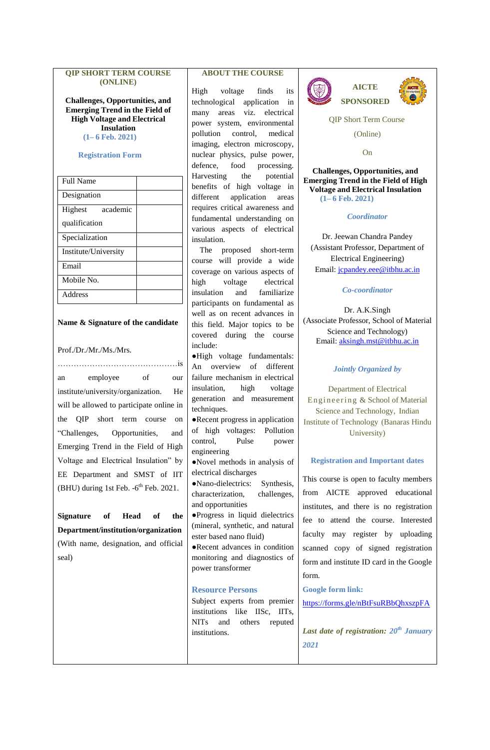## QIP SHORT TERM COURSE (ONLINE)

**Challenges, Opportunities, and Emerging Trend in the Field of High Voltage and Electrical Insulation**

**(1– 6 Feb. 2021)**

### Registration Form

| Full Name | |
|---|---|
| Designation | |
| Highest academic qualification | |
| Specialization | |
| Institute/University | |
| Email | |
| Mobile No. | |
| Address | |

**Name & Signature of the candidate**

Prof./Dr./Mr./Ms./Mrs. ……………………………………….is an employee of our institute/university/organization. He will be allowed to participate online in the QIP short term course on "Challenges, Opportunities, and Emerging Trend in the Field of High Voltage and Electrical Insulation" by EE Department and SMST of IIT (BHU) during 1st Feb. -6th Feb. 2021.

**Signature of Head of the Department/institution/organization**

(With name, designation, and official seal)

## ABOUT THE COURSE

High voltage finds its technological application in many areas viz. electrical power system, environmental pollution control, medical imaging, electron microscopy, nuclear physics, pulse power, defence, food processing. Harvesting the potential benefits of high voltage in different application areas requires critical awareness and fundamental understanding on various aspects of electrical insulation.

The proposed short-term course will provide a wide coverage on various aspects of high voltage electrical insulation and familiarize participants on fundamental as well as on recent advances in this field. Major topics to be covered during the course include:

- High voltage fundamentals: An overview of different failure mechanism in electrical insulation, high voltage generation and measurement techniques.
- Recent progress in application of high voltages: Pollution control, Pulse power engineering
- Novel methods in analysis of electrical discharges
- Nano-dielectrics: Synthesis, characterization, challenges, and opportunities
- Progress in liquid dielectrics (mineral, synthetic, and natural ester based nano fluid)
- Recent advances in condition monitoring and diagnostics of power transformer

### Resource Persons

Subject experts from premier institutions like IISc, IITs, NITs and others reputed institutions.

## AICTE SPONSORED

QIP Short Term Course

(Online)

On

**Challenges, Opportunities, and Emerging Trend in the Field of High Voltage and Electrical Insulation**

**(1– 6 Feb. 2021)**

### *Coordinator*

Dr. Jeewan Chandra Pandey
(Assistant Professor, Department of Electrical Engineering)
Email: jcpandey.eee@itbhu.ac.in

### *Co-coordinator*

Dr. A.K.Singh
(Associate Professor, School of Material Science and Technology)
Email: aksingh.mst@itbhu.ac.in

### *Jointly Organized by*

Department of Electrical Engineering & School of Material Science and Technology, Indian Institute of Technology (Banaras Hindu University)

### Registration and Important dates

This course is open to faculty members from AICTE approved educational institutes, and there is no registration fee to attend the course. Interested faculty may register by uploading scanned copy of signed registration form and institute ID card in the Google form.

**Google form link:**

https://forms.gle/nBtFsuRBbQhxszpFA

***Last date of registration: 20th January 2021***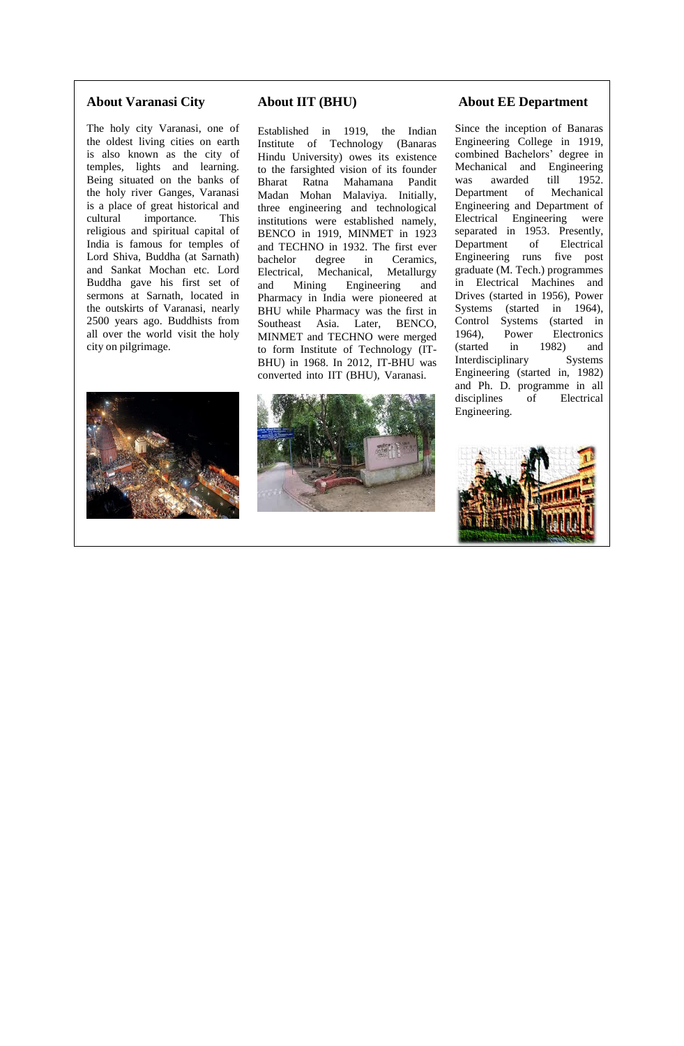## About Varanasi City

The holy city Varanasi, one of the oldest living cities on earth is also known as the city of temples, lights and learning. Being situated on the banks of the holy river Ganges, Varanasi is a place of great historical and cultural importance. This religious and spiritual capital of India is famous for temples of Lord Shiva, Buddha (at Sarnath) and Sankat Mochan etc. Lord Buddha gave his first set of sermons at Sarnath, located in the outskirts of Varanasi, nearly 2500 years ago. Buddhists from all over the world visit the holy city on pilgrimage.

## About IIT (BHU)

Established in 1919, the Indian Institute of Technology (Banaras Hindu University) owes its existence to the farsighted vision of its founder Bharat Ratna Mahamana Pandit Madan Mohan Malaviya. Initially, three engineering and technological institutions were established namely, BENCO in 1919, MINMET in 1923 and TECHNO in 1932. The first ever bachelor degree in Ceramics, Electrical, Mechanical, Metallurgy and Mining Engineering and Pharmacy in India were pioneered at BHU while Pharmacy was the first in Southeast Asia. Later, BENCO, MINMET and TECHNO were merged to form Institute of Technology (IT-BHU) in 1968. In 2012, IT-BHU was converted into IIT (BHU), Varanasi.

## About EE Department

Since the inception of Banaras Engineering College in 1919, combined Bachelors' degree in Mechanical and Engineering was awarded till 1952. Department of Mechanical Engineering and Department of Electrical Engineering were separated in 1953. Presently, Department of Electrical Engineering runs five post graduate (M. Tech.) programmes in Electrical Machines and Drives (started in 1956), Power Systems (started in 1964), Control Systems (started in 1964), Power Electronics (started in 1982) and Interdisciplinary Systems Engineering (started in, 1982) and Ph. D. programme in all disciplines of Electrical Engineering.